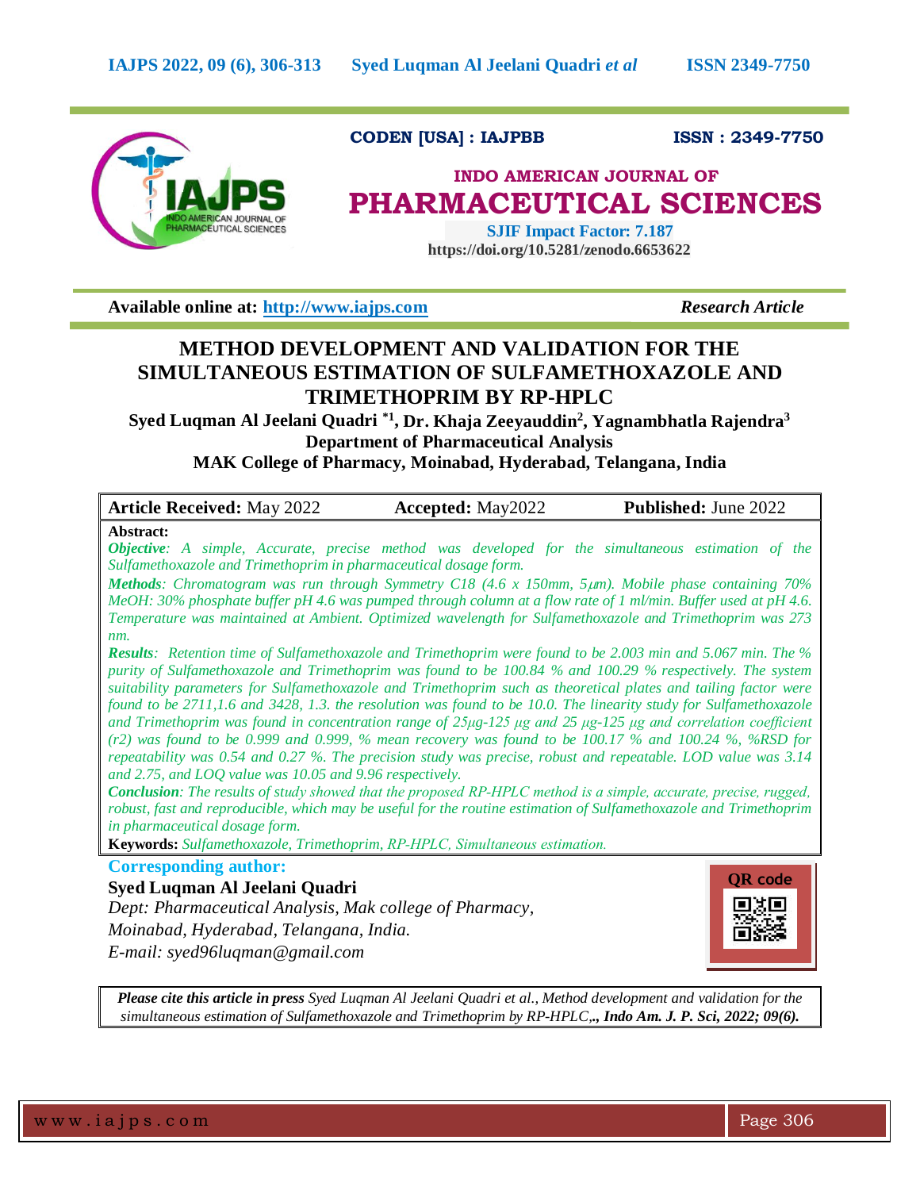CODEN [USA] : IAJPBB ISSN : 2349-7750

# INDO AMERICAN JOURNAL OF PHARMACEUTICAL SCIENCES

**SJIF Impact Factor: 7.187**
**https://doi.org/10.5281/zenodo.6653622**

**Available online at: http://www.iajps.com** *Research Article*

# METHOD DEVELOPMENT AND VALIDATION FOR THE SIMULTANEOUS ESTIMATION OF SULFAMETHOXAZOLE AND TRIMETHOPRIM BY RP-HPLC

**Syed Luqman Al Jeelani Quadri [*1], Dr. Khaja Zeeyauddin[2], Yagnambhatla Rajendra[3]**
**Department of Pharmaceutical Analysis**
**MAK College of Pharmacy, Moinabad, Hyderabad, Telangana, India**

| **Article Received:** May 2022 | **Accepted:** May2022 | **Published:** June 2022 |
|---|---|---|

**Abstract:**

***Objective***: *A simple, Accurate, precise method was developed for the simultaneous estimation of the Sulfamethoxazole and Trimethoprim in pharmaceutical dosage form.*

***Methods***: *Chromatogram was run through Symmetry C18 (4.6 x 150mm, 5μm). Mobile phase containing 70% MeOH: 30% phosphate buffer pH 4.6 was pumped through column at a flow rate of 1 ml/min. Buffer used at pH 4.6. Temperature was maintained at Ambient. Optimized wavelength for Sulfamethoxazole and Trimethoprim was 273 nm.*

***Results***: *Retention time of Sulfamethoxazole and Trimethoprim were found to be 2.003 min and 5.067 min. The % purity of Sulfamethoxazole and Trimethoprim was found to be 100.84 % and 100.29 % respectively. The system suitability parameters for Sulfamethoxazole and Trimethoprim such as theoretical plates and tailing factor were found to be 2711,1.6 and 3428, 1.3. the resolution was found to be 10.0. The linearity study for Sulfamethoxazole and Trimethoprim was found in concentration range of 25μg-125 μg and 25 μg-125 μg and correlation coefficient (r2) was found to be 0.999 and 0.999, % mean recovery was found to be 100.17 % and 100.24 %, %RSD for repeatability was 0.54 and 0.27 %. The precision study was precise, robust and repeatable. LOD value was 3.14 and 2.75, and LOQ value was 10.05 and 9.96 respectively.*

***Conclusion***: *The results of study showed that the proposed RP-HPLC method is a simple, accurate, precise, rugged, robust, fast and reproducible, which may be useful for the routine estimation of Sulfamethoxazole and Trimethoprim in pharmaceutical dosage form.*

**Keywords:** *Sulfamethoxazole, Trimethoprim, RP-HPLC, Simultaneous estimation.*

**Corresponding author:**

**Syed Luqman Al Jeelani Quadri**
*Dept: Pharmaceutical Analysis, Mak college of Pharmacy,*
*Moinabad, Hyderabad, Telangana, India.*
*E-mail: syed96luqman@gmail.com*

QR code

***Please cite this article in press*** *Syed Luqman Al Jeelani Quadri et al., Method development and validation for the simultaneous estimation of Sulfamethoxazole and Trimethoprim by RP-HPLC,***., Indo Am. J. P. Sci, 2022; 09(6).***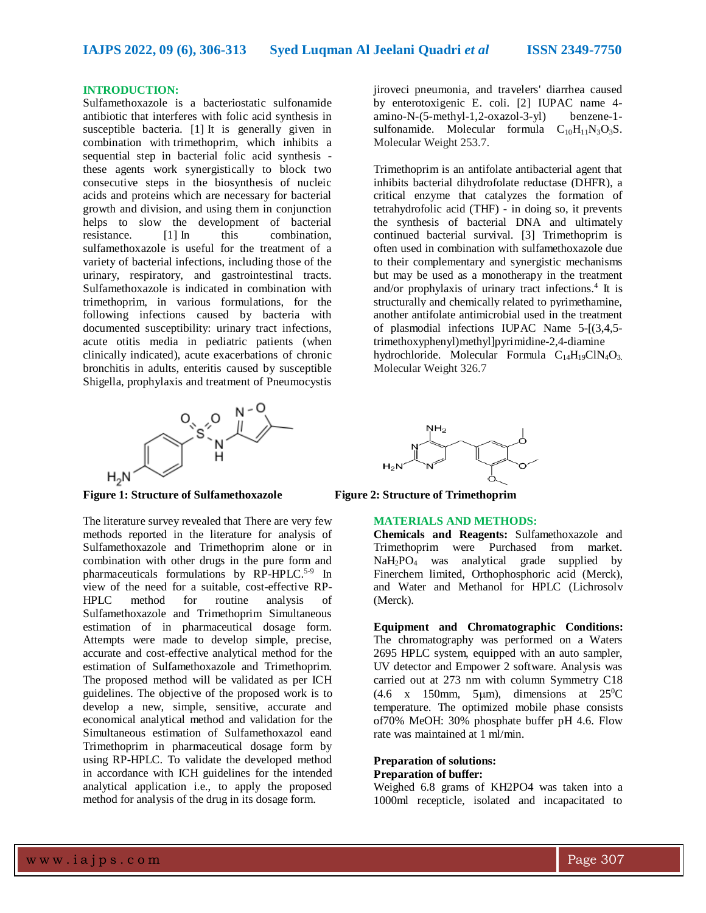## INTRODUCTION:

Sulfamethoxazole is a bacteriostatic sulfonamide antibiotic that interferes with folic acid synthesis in susceptible bacteria. [1] It is generally given in combination with trimethoprim, which inhibits a sequential step in bacterial folic acid synthesis - these agents work synergistically to block two consecutive steps in the biosynthesis of nucleic acids and proteins which are necessary for bacterial growth and division, and using them in conjunction helps to slow the development of bacterial resistance. [1] In this combination, sulfamethoxazole is useful for the treatment of a variety of bacterial infections, including those of the urinary, respiratory, and gastrointestinal tracts. Sulfamethoxazole is indicated in combination with trimethoprim, in various formulations, for the following infections caused by bacteria with documented susceptibility: urinary tract infections, acute otitis media in pediatric patients (when clinically indicated), acute exacerbations of chronic bronchitis in adults, enteritis caused by susceptible Shigella, prophylaxis and treatment of Pneumocystis jiroveci pneumonia, and travelers' diarrhea caused by enterotoxigenic E. coli. [2] IUPAC name 4-amino-N-(5-methyl-1,2-oxazol-3-yl) benzene-1-sulfonamide. Molecular formula $C_{10}H_{11}N_3O_3S$. Molecular Weight 253.7.

Trimethoprim is an antifolate antibacterial agent that inhibits bacterial dihydrofolate reductase (DHFR), a critical enzyme that catalyzes the formation of tetrahydrofolic acid (THF) - in doing so, it prevents the synthesis of bacterial DNA and ultimately continued bacterial survival. [3] Trimethoprim is often used in combination with sulfamethoxazole due to their complementary and synergistic mechanisms but may be used as a monotherapy in the treatment and/or prophylaxis of urinary tract infections.[4] It is structurally and chemically related to pyrimethamine, another antifolate antimicrobial used in the treatment of plasmodial infections IUPAC Name 5-[(3,4,5-trimethoxyphenyl)methyl]pyrimidine-2,4-diamine hydrochloride. Molecular Formula $C_{14}H_{19}ClN_4O_3$. Molecular Weight 326.7

**Figure 1: Structure of Sulfamethoxazole**

**Figure 2: Structure of Trimethoprim**

The literature survey revealed that There are very few methods reported in the literature for analysis of Sulfamethoxazole and Trimethoprim alone or in combination with other drugs in the pure form and pharmaceuticals formulations by RP-HPLC.[5-9] In view of the need for a suitable, cost-effective RP-HPLC method for routine analysis of Sulfamethoxazole and Trimethoprim Simultaneous estimation of in pharmaceutical dosage form. Attempts were made to develop simple, precise, accurate and cost-effective analytical method for the estimation of Sulfamethoxazole and Trimethoprim. The proposed method will be validated as per ICH guidelines. The objective of the proposed work is to develop a new, simple, sensitive, accurate and economical analytical method and validation for the Simultaneous estimation of Sulfamethoxazol eand Trimethoprim in pharmaceutical dosage form by using RP-HPLC. To validate the developed method in accordance with ICH guidelines for the intended analytical application i.e., to apply the proposed method for analysis of the drug in its dosage form.

## MATERIALS AND METHODS:

**Chemicals and Reagents:** Sulfamethoxazole and Trimethoprim were Purchased from market. $NaH_2PO_4$ was analytical grade supplied by Finerchem limited, Orthophosphoric acid (Merck), and Water and Methanol for HPLC (Lichrosolv (Merck).

**Equipment and Chromatographic Conditions:** The chromatography was performed on a Waters 2695 HPLC system, equipped with an auto sampler, UV detector and Empower 2 software. Analysis was carried out at 273 nm with column Symmetry C18 (4.6 x 150mm, 5µm), dimensions at 25$^0$C temperature. The optimized mobile phase consists of70% MeOH: 30% phosphate buffer pH 4.6. Flow rate was maintained at 1 ml/min.

**Preparation of solutions:**

**Preparation of buffer:**

Weighed 6.8 grams of KH2PO4 was taken into a 1000ml recepticle, isolated and incapacitated to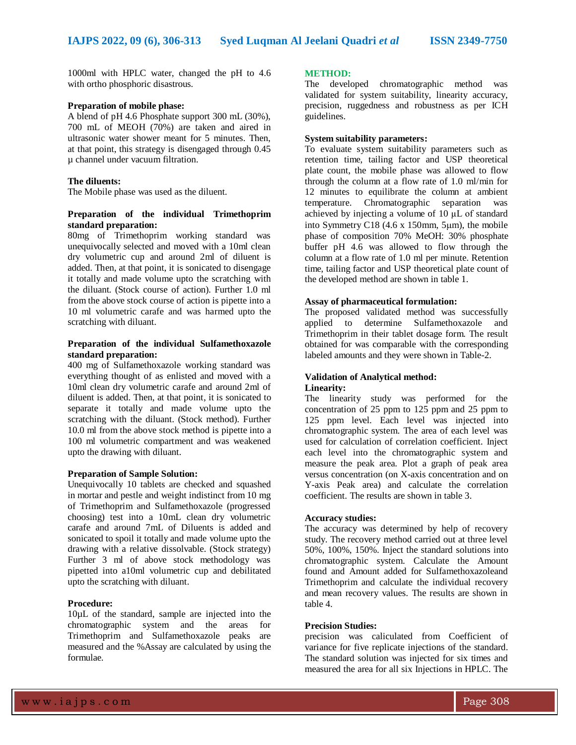1000ml with HPLC water, changed the pH to 4.6 with ortho phosphoric disastrous.

**Preparation of mobile phase:**

A blend of pH 4.6 Phosphate support 300 mL (30%), 700 mL of MEOH (70%) are taken and aired in ultrasonic water shower meant for 5 minutes. Then, at that point, this strategy is disengaged through 0.45 µ channel under vacuum filtration.

**The diluents:**

The Mobile phase was used as the diluent.

**Preparation of the individual Trimethoprim standard preparation:**

80mg of Trimethoprim working standard was unequivocally selected and moved with a 10ml clean dry volumetric cup and around 2ml of diluent is added. Then, at that point, it is sonicated to disengage it totally and made volume upto the scratching with the diluant. (Stock course of action). Further 1.0 ml from the above stock course of action is pipette into a 10 ml volumetric carafe and was harmed upto the scratching with diluant.

**Preparation of the individual Sulfamethoxazole standard preparation:**

400 mg of Sulfamethoxazole working standard was everything thought of as enlisted and moved with a 10ml clean dry volumetric carafe and around 2ml of diluent is added. Then, at that point, it is sonicated to separate it totally and made volume upto the scratching with the diluant. (Stock method). Further 10.0 ml from the above stock method is pipette into a 100 ml volumetric compartment and was weakened upto the drawing with diluant.

**Preparation of Sample Solution:**

Unequivocally 10 tablets are checked and squashed in mortar and pestle and weight indistinct from 10 mg of Trimethoprim and Sulfamethoxazole (progressed choosing) test into a 10mL clean dry volumetric carafe and around 7mL of Diluents is added and sonicated to spoil it totally and made volume upto the drawing with a relative dissolvable. (Stock strategy) Further 3 ml of above stock methodology was pipetted into a10ml volumetric cup and debilitated upto the scratching with diluant.

**Procedure:**

10µL of the standard, sample are injected into the chromatographic system and the areas for Trimethoprim and Sulfamethoxazole peaks are measured and the %Assay are calculated by using the formulae.

**METHOD:**

The developed chromatographic method was validated for system suitability, linearity accuracy, precision, ruggedness and robustness as per ICH guidelines.

**System suitability parameters:**

To evaluate system suitability parameters such as retention time, tailing factor and USP theoretical plate count, the mobile phase was allowed to flow through the column at a flow rate of 1.0 ml/min for 12 minutes to equilibrate the column at ambient temperature. Chromatographic separation was achieved by injecting a volume of 10 µL of standard into Symmetry C18 (4.6 x 150mm, 5µm), the mobile phase of composition 70% MeOH: 30% phosphate buffer pH 4.6 was allowed to flow through the column at a flow rate of 1.0 ml per minute. Retention time, tailing factor and USP theoretical plate count of the developed method are shown in table 1.

**Assay of pharmaceutical formulation:**

The proposed validated method was successfully applied to determine Sulfamethoxazole and Trimethoprim in their tablet dosage form. The result obtained for was comparable with the corresponding labeled amounts and they were shown in Table-2.

**Validation of Analytical method:**

**Linearity:**

The linearity study was performed for the concentration of 25 ppm to 125 ppm and 25 ppm to 125 ppm level. Each level was injected into chromatographic system. The area of each level was used for calculation of correlation coefficient. Inject each level into the chromatographic system and measure the peak area. Plot a graph of peak area versus concentration (on X-axis concentration and on Y-axis Peak area) and calculate the correlation coefficient. The results are shown in table 3.

**Accuracy studies:**

The accuracy was determined by help of recovery study. The recovery method carried out at three level 50%, 100%, 150%. Inject the standard solutions into chromatographic system. Calculate the Amount found and Amount added for Sulfamethoxazoleand Trimethoprim and calculate the individual recovery and mean recovery values. The results are shown in table 4.

**Precision Studies:**

precision was caliculated from Coefficient of variance for five replicate injections of the standard. The standard solution was injected for six times and measured the area for all six Injections in HPLC. The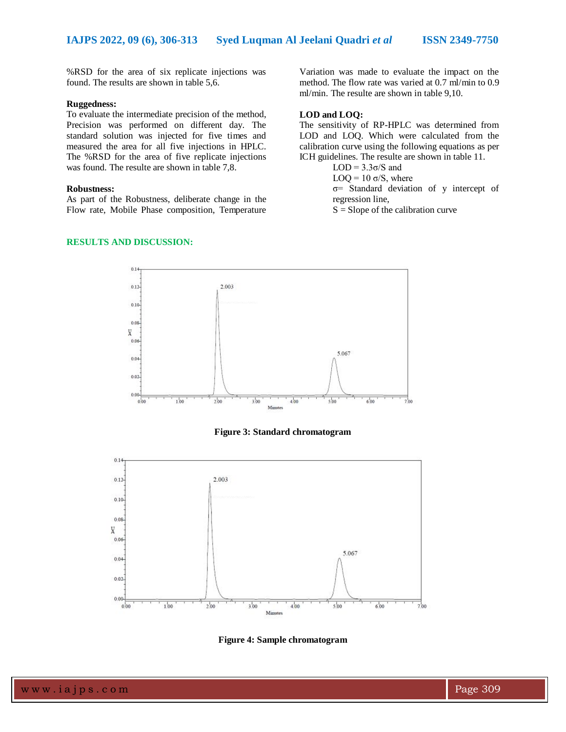%RSD for the area of six replicate injections was found. The results are shown in table 5,6.

**Ruggedness:**

To evaluate the intermediate precision of the method, Precision was performed on different day. The standard solution was injected for five times and measured the area for all five injections in HPLC. The %RSD for the area of five replicate injections was found. The resulte are shown in table 7,8.

**Robustness:**

As part of the Robustness, deliberate change in the Flow rate, Mobile Phase composition, Temperature Variation was made to evaluate the impact on the method. The flow rate was varied at 0.7 ml/min to 0.9 ml/min. The resulte are shown in table 9,10.

**LOD and LOQ:**

The sensitivity of RP-HPLC was determined from LOD and LOQ. Which were calculated from the calibration curve using the following equations as per ICH guidelines. The resulte are shown in table 11.

$LOD = 3.3\sigma/S$ and

$LOQ = 10\,\sigma/S$, where

$\sigma$= Standard deviation of y intercept of regression line,

$S$ = Slope of the calibration curve

## RESULTS AND DISCUSSION:

**Figure 3: Standard chromatogram**

**Figure 4: Sample chromatogram**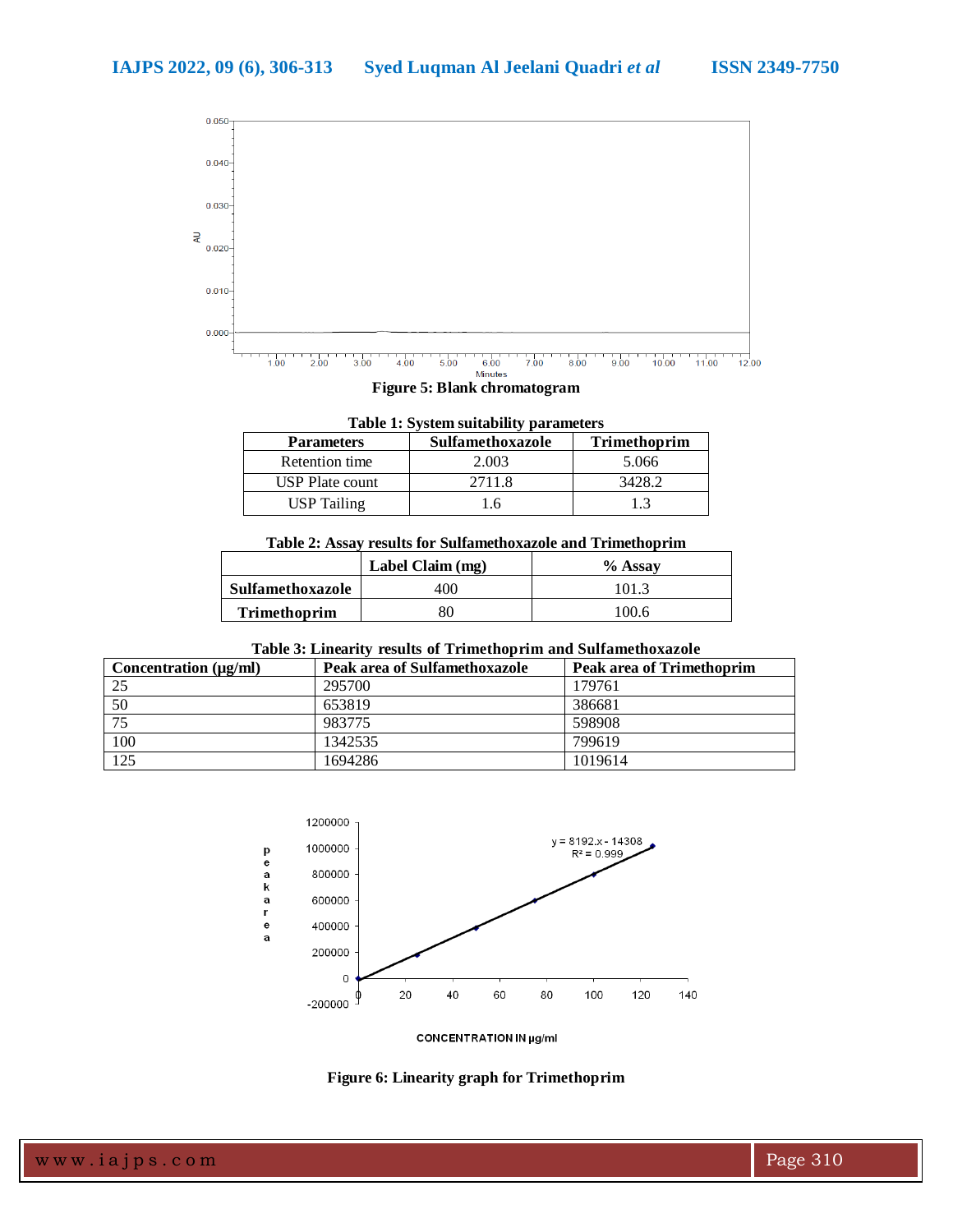**Figure 5: Blank chromatogram**

**Table 1: System suitability parameters**

| Parameters | Sulfamethoxazole | Trimethoprim |
|---|---|---|
| Retention time | 2.003 | 5.066 |
| USP Plate count | 2711.8 | 3428.2 |
| USP Tailing | 1.6 | 1.3 |

**Table 2: Assay results for Sulfamethoxazole and Trimethoprim**

| | Label Claim (mg) | % Assay |
|---|---|---|
| **Sulfamethoxazole** | 400 | 101.3 |
| **Trimethoprim** | 80 | 100.6 |

**Table 3: Linearity results of Trimethoprim and Sulfamethoxazole**

| Concentration (µg/ml) | Peak area of Sulfamethoxazole | Peak area of Trimethoprim |
|---|---|---|
| 25 | 295700 | 179761 |
| 50 | 653819 | 386681 |
| 75 | 983775 | 598908 |
| 100 | 1342535 | 799619 |
| 125 | 1694286 | 1019614 |

**Figure 6: Linearity graph for Trimethoprim**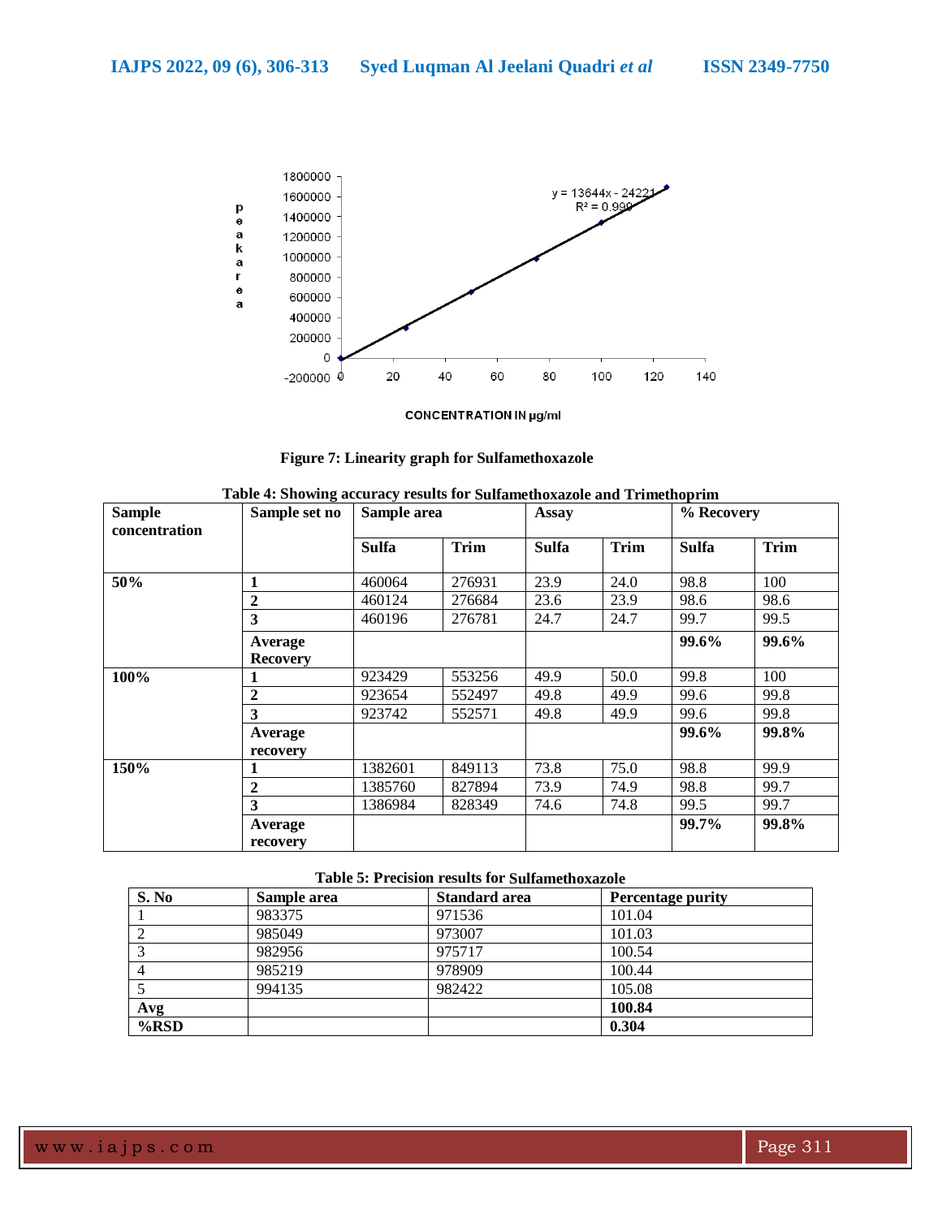Figure 7: Linearity graph for Sulfamethoxazole

**Table 4: Showing accuracy results for Sulfamethoxazole and Trimethoprim**

| Sample concentration | Sample set no | Sample area | | Assay | | % Recovery | |
|---|---|---|---|---|---|---|---|
| | | Sulfa | Trim | Sulfa | Trim | Sulfa | Trim |
| **50%** | **1** | 460064 | 276931 | 23.9 | 24.0 | 98.8 | 100 |
| | **2** | 460124 | 276684 | 23.6 | 23.9 | 98.6 | 98.6 |
| | **3** | 460196 | 276781 | 24.7 | 24.7 | 99.7 | 99.5 |
| | **Average Recovery** | | | | | **99.6%** | **99.6%** |
| **100%** | **1** | 923429 | 553256 | 49.9 | 50.0 | 99.8 | 100 |
| | **2** | 923654 | 552497 | 49.8 | 49.9 | 99.6 | 99.8 |
| | **3** | 923742 | 552571 | 49.8 | 49.9 | 99.6 | 99.8 |
| | **Average recovery** | | | | | **99.6%** | **99.8%** |
| **150%** | **1** | 1382601 | 849113 | 73.8 | 75.0 | 98.8 | 99.9 |
| | **2** | 1385760 | 827894 | 73.9 | 74.9 | 98.8 | 99.7 |
| | **3** | 1386984 | 828349 | 74.6 | 74.8 | 99.5 | 99.7 |
| | **Average recovery** | | | | | **99.7%** | **99.8%** |

**Table 5: Precision results for Sulfamethoxazole**

| S. No | Sample area | Standard area | Percentage purity |
|---|---|---|---|
| 1 | 983375 | 971536 | 101.04 |
| 2 | 985049 | 973007 | 101.03 |
| 3 | 982956 | 975717 | 100.54 |
| 4 | 985219 | 978909 | 100.44 |
| 5 | 994135 | 982422 | 105.08 |
| **Avg** | | | **100.84** |
| **%RSD** | | | **0.304** |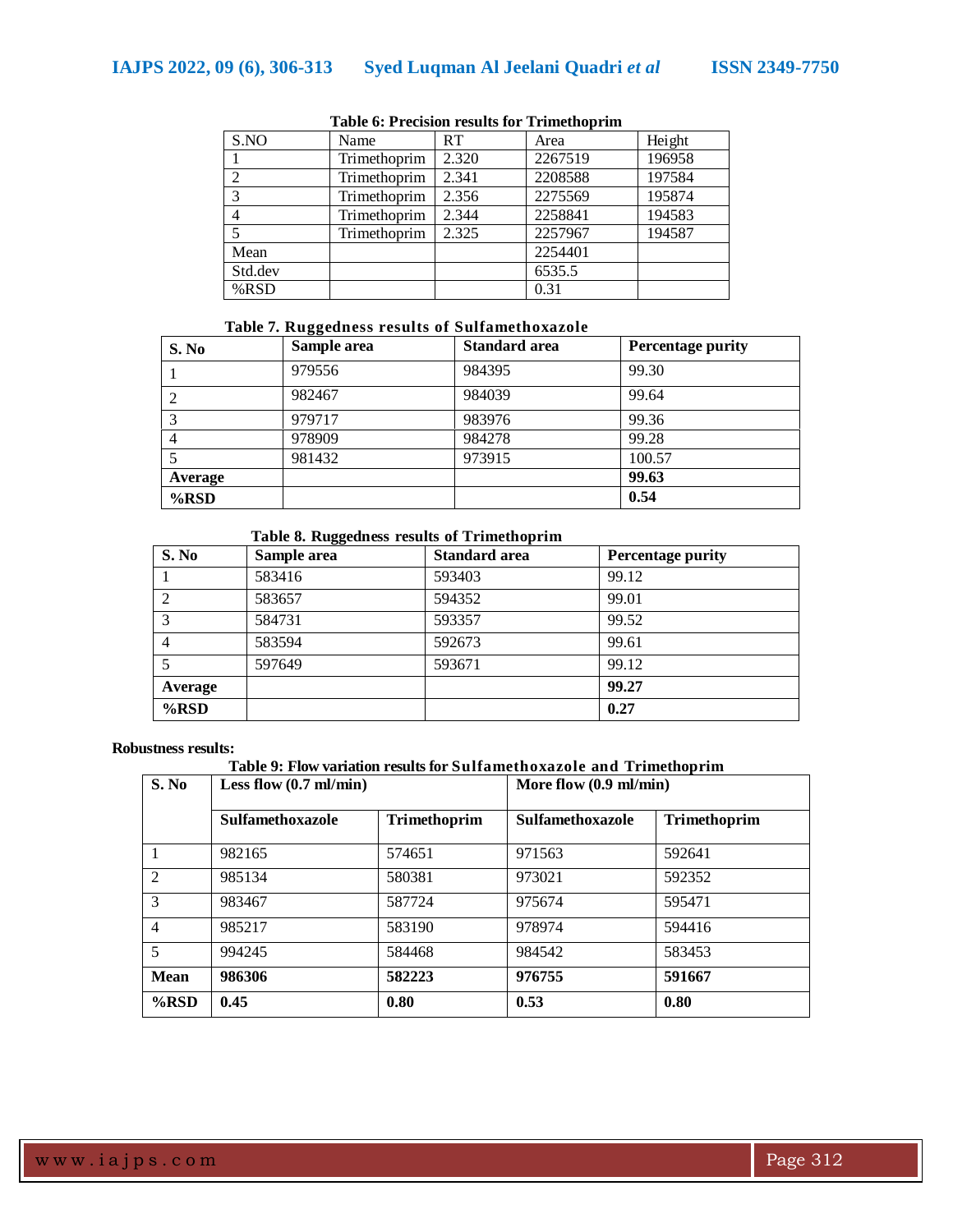**Table 6: Precision results for Trimethoprim**

| S.NO | Name | RT | Area | Height |
|---|---|---|---|---|
| 1 | Trimethoprim | 2.320 | 2267519 | 196958 |
| 2 | Trimethoprim | 2.341 | 2208588 | 197584 |
| 3 | Trimethoprim | 2.356 | 2275569 | 195874 |
| 4 | Trimethoprim | 2.344 | 2258841 | 194583 |
| 5 | Trimethoprim | 2.325 | 2257967 | 194587 |
| Mean | | | 2254401 | |
| Std.dev | | | 6535.5 | |
| %RSD | | | 0.31 | |

**Table 7. Ruggedness results of Sulfamethoxazole**

| S. No | Sample area | Standard area | Percentage purity |
|---|---|---|---|
| 1 | 979556 | 984395 | 99.30 |
| 2 | 982467 | 984039 | 99.64 |
| 3 | 979717 | 983976 | 99.36 |
| 4 | 978909 | 984278 | 99.28 |
| 5 | 981432 | 973915 | 100.57 |
| **Average** | | | **99.63** |
| **%RSD** | | | **0.54** |

**Table 8. Ruggedness results of Trimethoprim**

| S. No | Sample area | Standard area | Percentage purity |
|---|---|---|---|
| 1 | 583416 | 593403 | 99.12 |
| 2 | 583657 | 594352 | 99.01 |
| 3 | 584731 | 593357 | 99.52 |
| 4 | 583594 | 592673 | 99.61 |
| 5 | 597649 | 593671 | 99.12 |
| **Average** | | | **99.27** |
| **%RSD** | | | **0.27** |

**Robustness results:**

**Table 9: Flow variation results for Sulfamethoxazole and Trimethoprim**

| S. No | Less flow (0.7 ml/min) | | More flow (0.9 ml/min) | |
|---|---|---|---|---|
| | **Sulfamethoxazole** | **Trimethoprim** | **Sulfamethoxazole** | **Trimethoprim** |
| 1 | 982165 | 574651 | 971563 | 592641 |
| 2 | 985134 | 580381 | 973021 | 592352 |
| 3 | 983467 | 587724 | 975674 | 595471 |
| 4 | 985217 | 583190 | 978974 | 594416 |
| 5 | 994245 | 584468 | 984542 | 583453 |
| **Mean** | **986306** | **582223** | **976755** | **591667** |
| **%RSD** | **0.45** | **0.80** | **0.53** | **0.80** |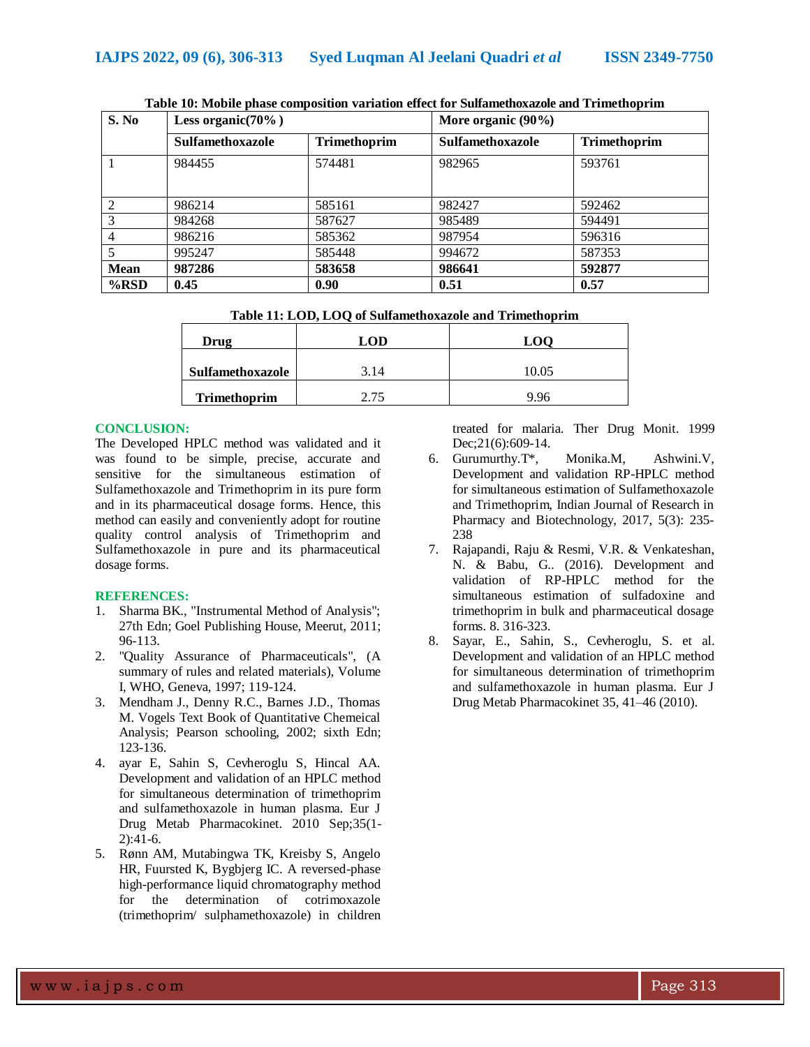**Table 10: Mobile phase composition variation effect for Sulfamethoxazole and Trimethoprim**

| S. No | Less organic(70% ) | | More organic (90%) | |
|---|---|---|---|---|
| | **Sulfamethoxazole** | **Trimethoprim** | **Sulfamethoxazole** | **Trimethoprim** |
| 1 | 984455 | 574481 | 982965 | 593761 |
| 2 | 986214 | 585161 | 982427 | 592462 |
| 3 | 984268 | 587627 | 985489 | 594491 |
| 4 | 986216 | 585362 | 987954 | 596316 |
| 5 | 995247 | 585448 | 994672 | 587353 |
| **Mean** | **987286** | **583658** | **986641** | **592877** |
| **%RSD** | **0.45** | **0.90** | **0.51** | **0.57** |

**Table 11: LOD, LOQ of Sulfamethoxazole and Trimethoprim**

| Drug | LOD | LOQ |
|---|---|---|
| **Sulfamethoxazole** | 3.14 | 10.05 |
| **Trimethoprim** | 2.75 | 9.96 |

## CONCLUSION:

The Developed HPLC method was validated and it was found to be simple, precise, accurate and sensitive for the simultaneous estimation of Sulfamethoxazole and Trimethoprim in its pure form and in its pharmaceutical dosage forms. Hence, this method can easily and conveniently adopt for routine quality control analysis of Trimethoprim and Sulfamethoxazole in pure and its pharmaceutical dosage forms.

## REFERENCES:

1. Sharma BK., "Instrumental Method of Analysis"; 27th Edn; Goel Publishing House, Meerut, 2011; 96-113.
2. "Quality Assurance of Pharmaceuticals", (A summary of rules and related materials), Volume I, WHO, Geneva, 1997; 119-124.
3. Mendham J., Denny R.C., Barnes J.D., Thomas M. Vogels Text Book of Quantitative Chemeical Analysis; Pearson schooling, 2002; sixth Edn; 123-136.
4. ayar E, Sahin S, Cevheroglu S, Hincal AA. Development and validation of an HPLC method for simultaneous determination of trimethoprim and sulfamethoxazole in human plasma. Eur J Drug Metab Pharmacokinet. 2010 Sep;35(1-2):41-6.
5. Rønn AM, Mutabingwa TK, Kreisby S, Angelo HR, Fuursted K, Bygbjerg IC. A reversed-phase high-performance liquid chromatography method for the determination of cotrimoxazole (trimethoprim/ sulphamethoxazole) in children treated for malaria. Ther Drug Monit. 1999 Dec;21(6):609-14.
6. Gurumurthy.T*, Monika.M, Ashwini.V, Development and validation RP-HPLC method for simultaneous estimation of Sulfamethoxazole and Trimethoprim, Indian Journal of Research in Pharmacy and Biotechnology, 2017, 5(3): 235-238
7. Rajapandi, Raju & Resmi, V.R. & Venkateshan, N. & Babu, G.. (2016). Development and validation of RP-HPLC method for the simultaneous estimation of sulfadoxine and trimethoprim in bulk and pharmaceutical dosage forms. 8. 316-323.
8. Sayar, E., Sahin, S., Cevheroglu, S. et al. Development and validation of an HPLC method for simultaneous determination of trimethoprim and sulfamethoxazole in human plasma. Eur J Drug Metab Pharmacokinet 35, 41–46 (2010).